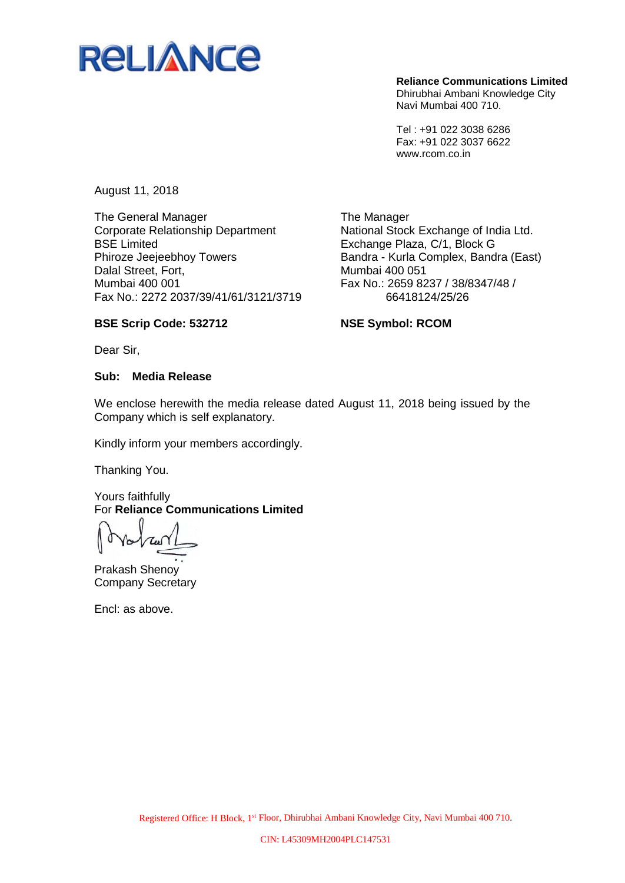# RELIANCE

**Reliance Communications Limited**
Dhirubhai Ambani Knowledge City
Navi Mumbai 400 710.

Tel : +91 022 3038 6286
Fax: +91 022 3037 6622
www.rcom.co.in

August 11, 2018

The General Manager
Corporate Relationship Department
BSE Limited
Phiroze Jeejeebhoy Towers
Dalal Street, Fort,
Mumbai 400 001
Fax No.: 2272 2037/39/41/61/3121/3719

**BSE Scrip Code: 532712**

The Manager
National Stock Exchange of India Ltd.
Exchange Plaza, C/1, Block G
Bandra - Kurla Complex, Bandra (East)
Mumbai 400 051
Fax No.: 2659 8237 / 38/8347/48 / 66418124/25/26

**NSE Symbol: RCOM**

Dear Sir,

**Sub: Media Release**

We enclose herewith the media release dated August 11, 2018 being issued by the Company which is self explanatory.

Kindly inform your members accordingly.

Thanking You.

Yours faithfully
For **Reliance Communications Limited**

Prakash Shenoy
Company Secretary

Encl: as above.

Registered Office: H Block, 1st Floor, Dhirubhai Ambani Knowledge City, Navi Mumbai 400 710.

CIN: L45309MH2004PLC147531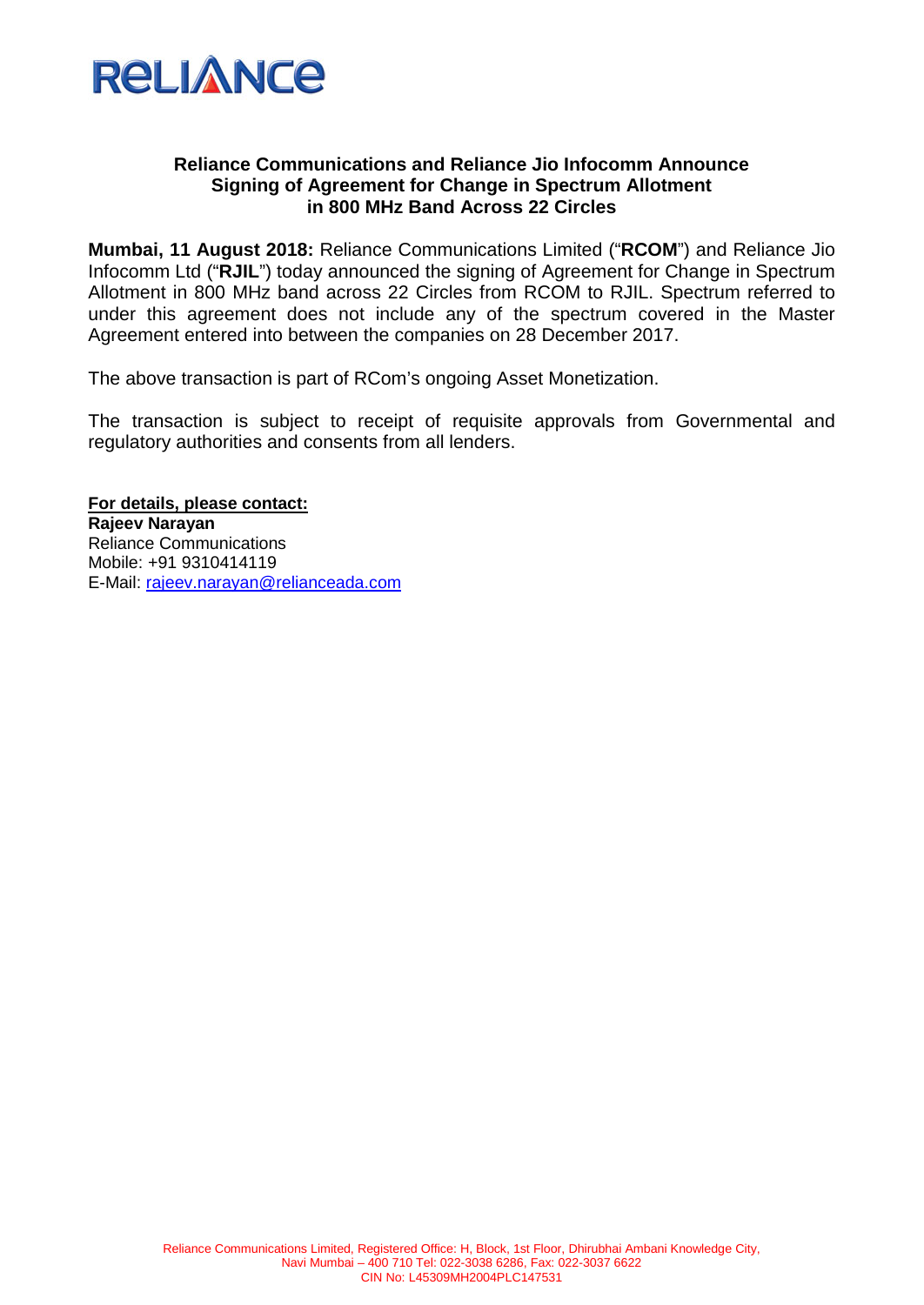RELIANCE

**Reliance Communications and Reliance Jio Infocomm Announce Signing of Agreement for Change in Spectrum Allotment in 800 MHz Band Across 22 Circles**

**Mumbai, 11 August 2018:** Reliance Communications Limited ("**RCOM**") and Reliance Jio Infocomm Ltd ("**RJIL**") today announced the signing of Agreement for Change in Spectrum Allotment in 800 MHz band across 22 Circles from RCOM to RJIL. Spectrum referred to under this agreement does not include any of the spectrum covered in the Master Agreement entered into between the companies on 28 December 2017.

The above transaction is part of RCom's ongoing Asset Monetization.

The transaction is subject to receipt of requisite approvals from Governmental and regulatory authorities and consents from all lenders.

**For details, please contact:**
**Rajeev Narayan**
Reliance Communications
Mobile: +91 9310414119
E-Mail: rajeev.narayan@relianceada.com

Reliance Communications Limited, Registered Office: H, Block, 1st Floor, Dhirubhai Ambani Knowledge City, Navi Mumbai – 400 710 Tel: 022-3038 6286, Fax: 022-3037 6622
CIN No: L45309MH2004PLC147531